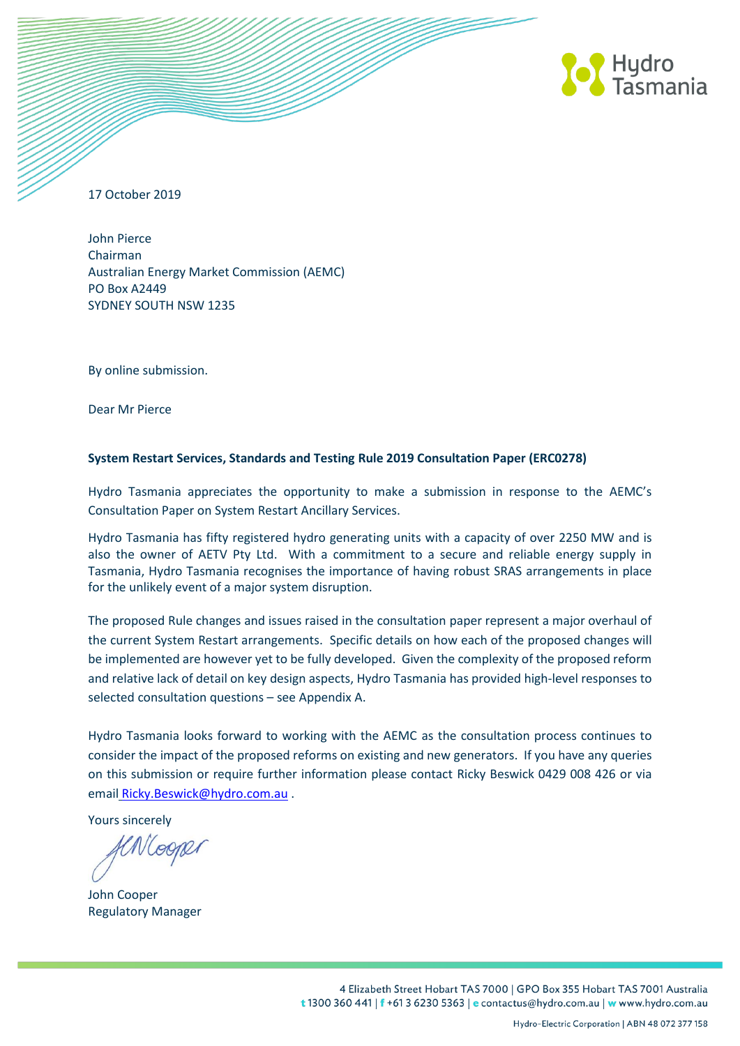17 October 2019

John Pierce
Chairman
Australian Energy Market Commission (AEMC)
PO Box A2449
SYDNEY SOUTH NSW 1235

By online submission.

Dear Mr Pierce

**System Restart Services, Standards and Testing Rule 2019 Consultation Paper (ERC0278)**

Hydro Tasmania appreciates the opportunity to make a submission in response to the AEMC's Consultation Paper on System Restart Ancillary Services.

Hydro Tasmania has fifty registered hydro generating units with a capacity of over 2250 MW and is also the owner of AETV Pty Ltd. With a commitment to a secure and reliable energy supply in Tasmania, Hydro Tasmania recognises the importance of having robust SRAS arrangements in place for the unlikely event of a major system disruption.

The proposed Rule changes and issues raised in the consultation paper represent a major overhaul of the current System Restart arrangements. Specific details on how each of the proposed changes will be implemented are however yet to be fully developed. Given the complexity of the proposed reform and relative lack of detail on key design aspects, Hydro Tasmania has provided high-level responses to selected consultation questions – see Appendix A.

Hydro Tasmania looks forward to working with the AEMC as the consultation process continues to consider the impact of the proposed reforms on existing and new generators. If you have any queries on this submission or require further information please contact Ricky Beswick 0429 008 426 or via email Ricky.Beswick@hydro.com.au .

Yours sincerely

John Cooper
Regulatory Manager

4 Elizabeth Street Hobart TAS 7000 | GPO Box 355 Hobart TAS 7001 Australia
t 1300 360 441 | f +61 3 6230 5363 | e contactus@hydro.com.au | w www.hydro.com.au

Hydro-Electric Corporation | ABN 48 072 377 158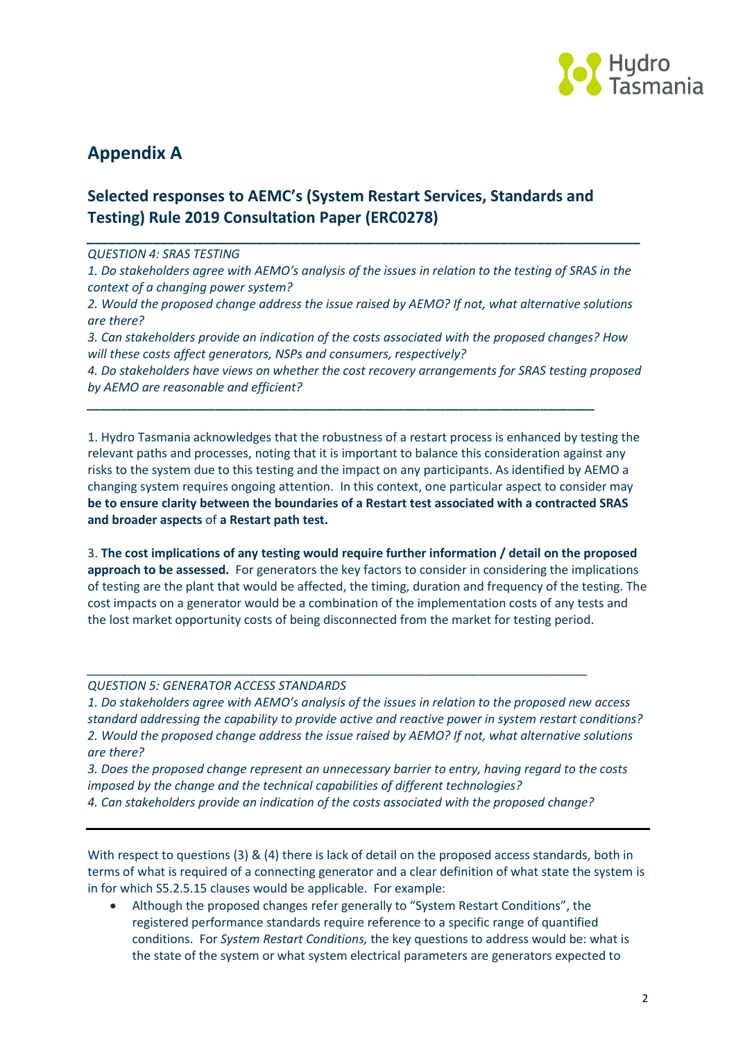## Appendix A

### Selected responses to AEMC's (System Restart Services, Standards and Testing) Rule 2019 Consultation Paper (ERC0278)

---

*QUESTION 4: SRAS TESTING*

*1. Do stakeholders agree with AEMO's analysis of the issues in relation to the testing of SRAS in the context of a changing power system?*

*2. Would the proposed change address the issue raised by AEMO? If not, what alternative solutions are there?*

*3. Can stakeholders provide an indication of the costs associated with the proposed changes? How will these costs affect generators, NSPs and consumers, respectively?*

*4. Do stakeholders have views on whether the cost recovery arrangements for SRAS testing proposed by AEMO are reasonable and efficient?*

---

1. Hydro Tasmania acknowledges that the robustness of a restart process is enhanced by testing the relevant paths and processes, noting that it is important to balance this consideration against any risks to the system due to this testing and the impact on any participants. As identified by AEMO a changing system requires ongoing attention. In this context, one particular aspect to consider may **be to ensure clarity between the boundaries of a Restart test associated with a contracted SRAS and broader aspects** of **a Restart path test.**

3. **The cost implications of any testing would require further information / detail on the proposed approach to be assessed.** For generators the key factors to consider in considering the implications of testing are the plant that would be affected, the timing, duration and frequency of the testing. The cost impacts on a generator would be a combination of the implementation costs of any tests and the lost market opportunity costs of being disconnected from the market for testing period.

---

*QUESTION 5: GENERATOR ACCESS STANDARDS*

*1. Do stakeholders agree with AEMO's analysis of the issues in relation to the proposed new access standard addressing the capability to provide active and reactive power in system restart conditions?*

*2. Would the proposed change address the issue raised by AEMO? If not, what alternative solutions are there?*

*3. Does the proposed change represent an unnecessary barrier to entry, having regard to the costs imposed by the change and the technical capabilities of different technologies?*

*4. Can stakeholders provide an indication of the costs associated with the proposed change?*

---

With respect to questions (3) & (4) there is lack of detail on the proposed access standards, both in terms of what is required of a connecting generator and a clear definition of what state the system is in for which S5.2.5.15 clauses would be applicable. For example:

- Although the proposed changes refer generally to "System Restart Conditions", the registered performance standards require reference to a specific range of quantified conditions. For *System Restart Conditions,* the key questions to address would be: what is the state of the system or what system electrical parameters are generators expected to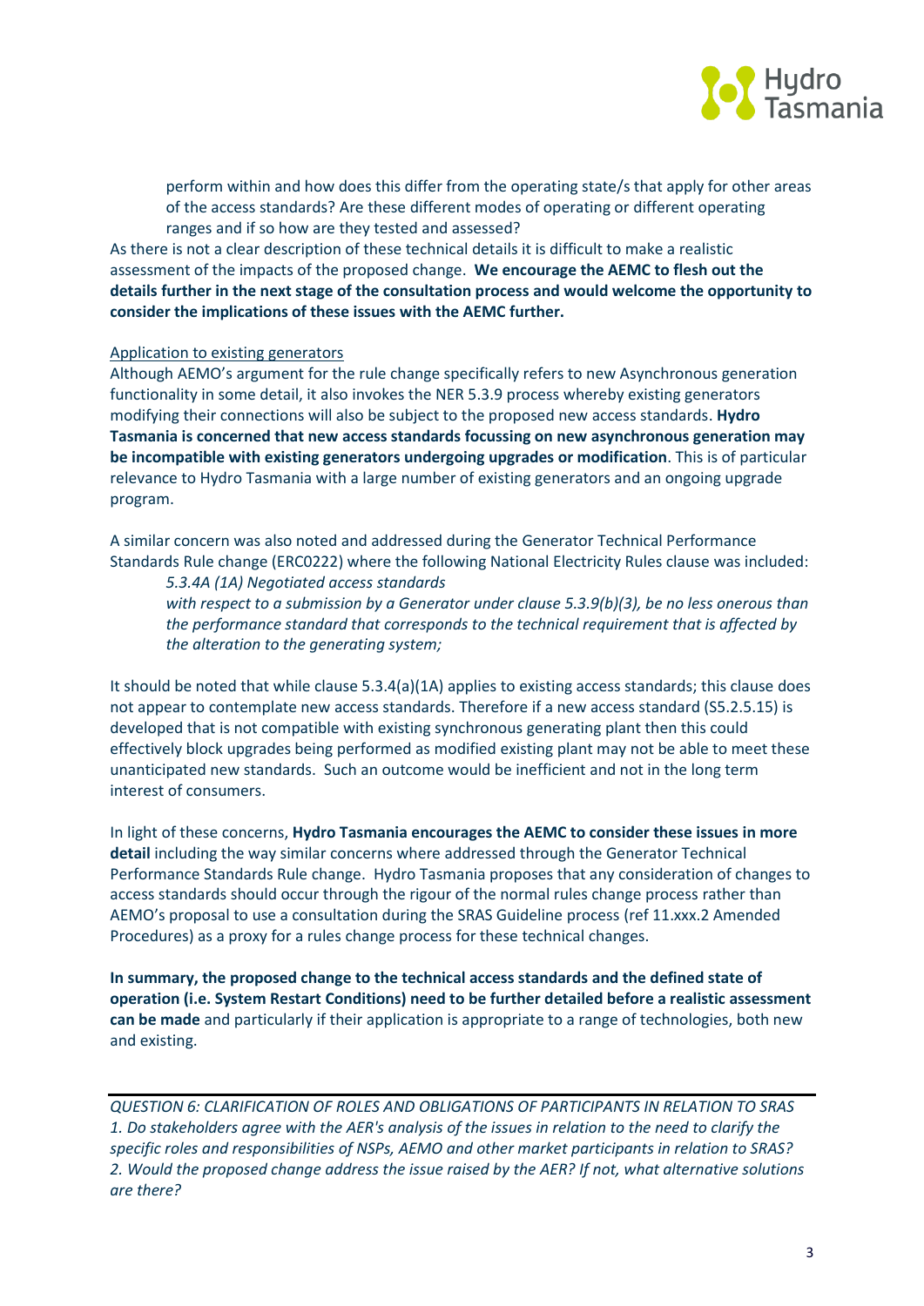perform within and how does this differ from the operating state/s that apply for other areas of the access standards? Are these different modes of operating or different operating ranges and if so how are they tested and assessed?

As there is not a clear description of these technical details it is difficult to make a realistic assessment of the impacts of the proposed change. **We encourage the AEMC to flesh out the details further in the next stage of the consultation process and would welcome the opportunity to consider the implications of these issues with the AEMC further.**

Application to existing generators

Although AEMO's argument for the rule change specifically refers to new Asynchronous generation functionality in some detail, it also invokes the NER 5.3.9 process whereby existing generators modifying their connections will also be subject to the proposed new access standards. **Hydro Tasmania is concerned that new access standards focussing on new asynchronous generation may be incompatible with existing generators undergoing upgrades or modification**. This is of particular relevance to Hydro Tasmania with a large number of existing generators and an ongoing upgrade program.

A similar concern was also noted and addressed during the Generator Technical Performance Standards Rule change (ERC0222) where the following National Electricity Rules clause was included:

> *5.3.4A (1A) Negotiated access standards*
>
> *with respect to a submission by a Generator under clause 5.3.9(b)(3), be no less onerous than the performance standard that corresponds to the technical requirement that is affected by the alteration to the generating system;*

It should be noted that while clause 5.3.4(a)(1A) applies to existing access standards; this clause does not appear to contemplate new access standards. Therefore if a new access standard (S5.2.5.15) is developed that is not compatible with existing synchronous generating plant then this could effectively block upgrades being performed as modified existing plant may not be able to meet these unanticipated new standards. Such an outcome would be inefficient and not in the long term interest of consumers.

In light of these concerns, **Hydro Tasmania encourages the AEMC to consider these issues in more detail** including the way similar concerns where addressed through the Generator Technical Performance Standards Rule change. Hydro Tasmania proposes that any consideration of changes to access standards should occur through the rigour of the normal rules change process rather than AEMO's proposal to use a consultation during the SRAS Guideline process (ref 11.xxx.2 Amended Procedures) as a proxy for a rules change process for these technical changes.

**In summary, the proposed change to the technical access standards and the defined state of operation (i.e. System Restart Conditions) need to be further detailed before a realistic assessment can be made** and particularly if their application is appropriate to a range of technologies, both new and existing.

---

*QUESTION 6: CLARIFICATION OF ROLES AND OBLIGATIONS OF PARTICIPANTS IN RELATION TO SRAS*

*1. Do stakeholders agree with the AER's analysis of the issues in relation to the need to clarify the specific roles and responsibilities of NSPs, AEMO and other market participants in relation to SRAS?*

*2. Would the proposed change address the issue raised by the AER? If not, what alternative solutions are there?*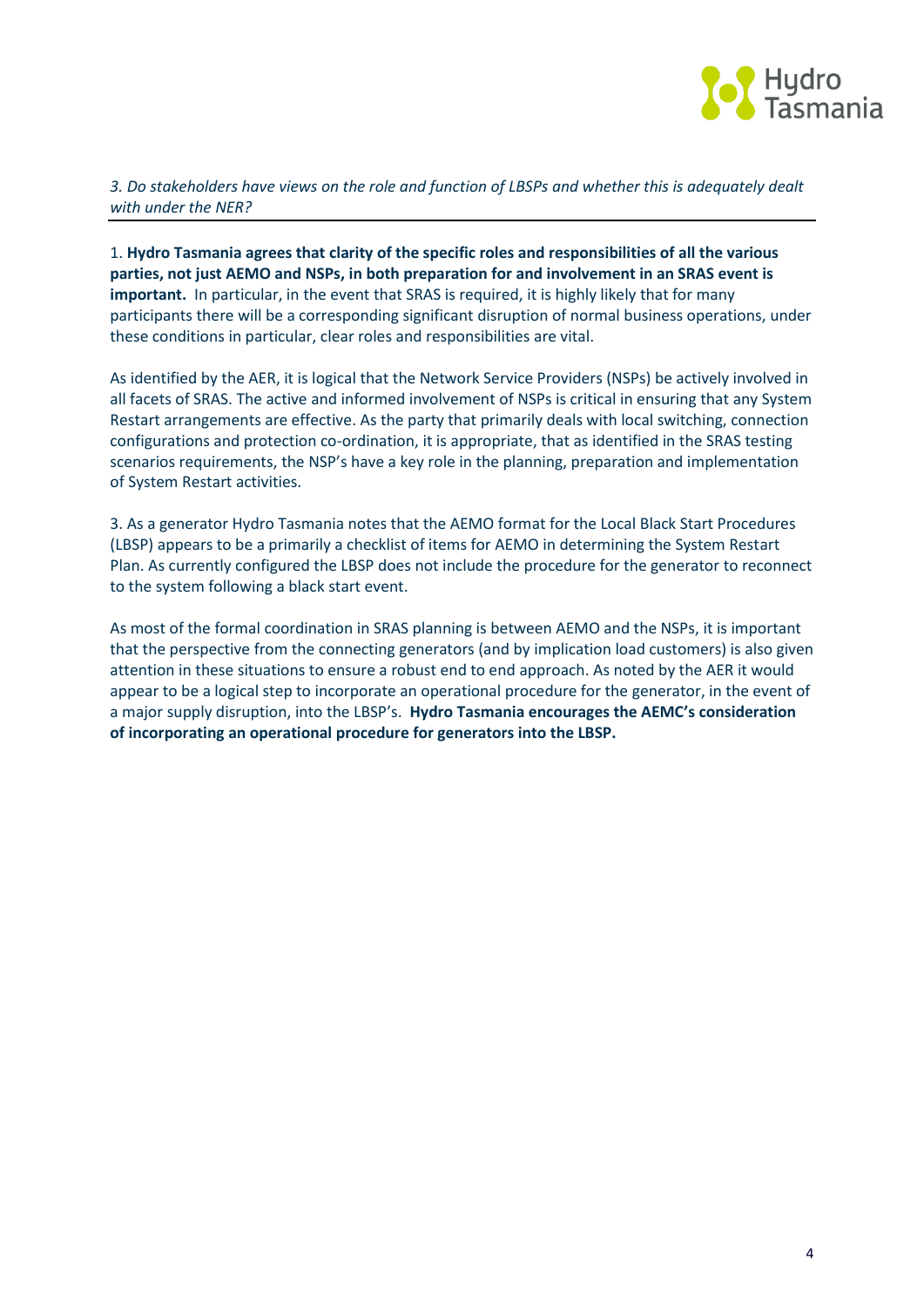*3. Do stakeholders have views on the role and function of LBSPs and whether this is adequately dealt with under the NER?*

---

1. **Hydro Tasmania agrees that clarity of the specific roles and responsibilities of all the various parties, not just AEMO and NSPs, in both preparation for and involvement in an SRAS event is important.** In particular, in the event that SRAS is required, it is highly likely that for many participants there will be a corresponding significant disruption of normal business operations, under these conditions in particular, clear roles and responsibilities are vital.

As identified by the AER, it is logical that the Network Service Providers (NSPs) be actively involved in all facets of SRAS. The active and informed involvement of NSPs is critical in ensuring that any System Restart arrangements are effective. As the party that primarily deals with local switching, connection configurations and protection co-ordination, it is appropriate, that as identified in the SRAS testing scenarios requirements, the NSP's have a key role in the planning, preparation and implementation of System Restart activities.

3. As a generator Hydro Tasmania notes that the AEMO format for the Local Black Start Procedures (LBSP) appears to be a primarily a checklist of items for AEMO in determining the System Restart Plan. As currently configured the LBSP does not include the procedure for the generator to reconnect to the system following a black start event.

As most of the formal coordination in SRAS planning is between AEMO and the NSPs, it is important that the perspective from the connecting generators (and by implication load customers) is also given attention in these situations to ensure a robust end to end approach. As noted by the AER it would appear to be a logical step to incorporate an operational procedure for the generator, in the event of a major supply disruption, into the LBSP's. **Hydro Tasmania encourages the AEMC's consideration of incorporating an operational procedure for generators into the LBSP.**